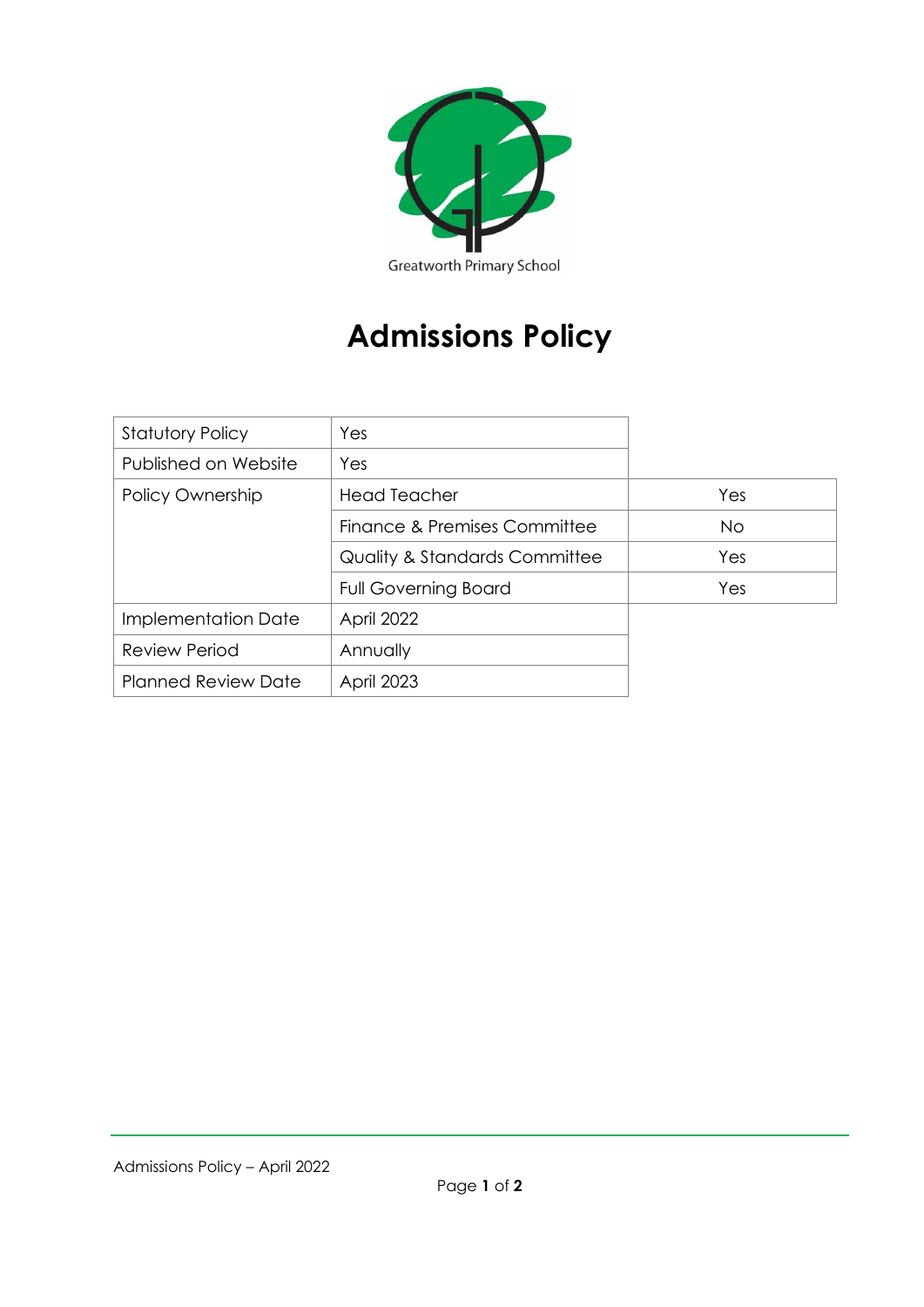Greatworth Primary School

# Admissions Policy

| | | |
|---|---|---|
| Statutory Policy | Yes | |
| Published on Website | Yes | |
| Policy Ownership | Head Teacher | Yes |
| | Finance & Premises Committee | No |
| | Quality & Standards Committee | Yes |
| | Full Governing Board | Yes |
| Implementation Date | April 2022 | |
| Review Period | Annually | |
| Planned Review Date | April 2023 | |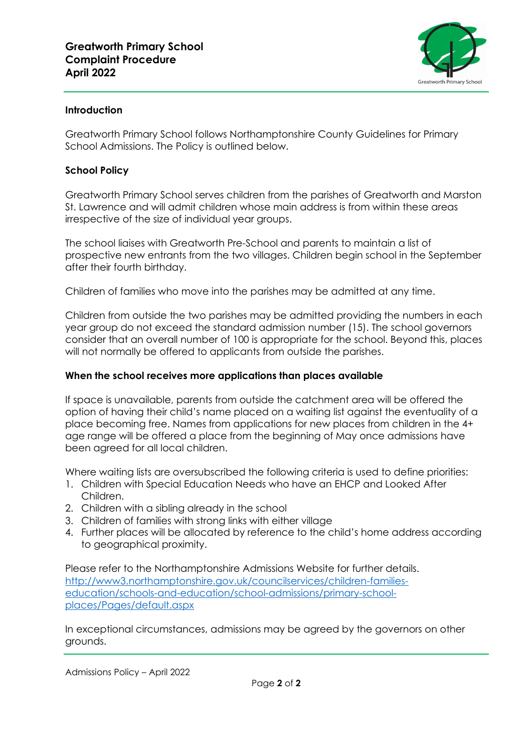# Greatworth Primary School
# Complaint Procedure
# April 2022

## Introduction

Greatworth Primary School follows Northamptonshire County Guidelines for Primary School Admissions. The Policy is outlined below.

## School Policy

Greatworth Primary School serves children from the parishes of Greatworth and Marston St. Lawrence and will admit children whose main address is from within these areas irrespective of the size of individual year groups.

The school liaises with Greatworth Pre-School and parents to maintain a list of prospective new entrants from the two villages. Children begin school in the September after their fourth birthday.

Children of families who move into the parishes may be admitted at any time.

Children from outside the two parishes may be admitted providing the numbers in each year group do not exceed the standard admission number (15). The school governors consider that an overall number of 100 is appropriate for the school. Beyond this, places will not normally be offered to applicants from outside the parishes.

## When the school receives more applications than places available

If space is unavailable, parents from outside the catchment area will be offered the option of having their child's name placed on a waiting list against the eventuality of a place becoming free. Names from applications for new places from children in the 4+ age range will be offered a place from the beginning of May once admissions have been agreed for all local children.

Where waiting lists are oversubscribed the following criteria is used to define priorities:

1. Children with Special Education Needs who have an EHCP and Looked After Children.
2. Children with a sibling already in the school
3. Children of families with strong links with either village
4. Further places will be allocated by reference to the child's home address according to geographical proximity.

Please refer to the Northamptonshire Admissions Website for further details.
http://www3.northamptonshire.gov.uk/councilservices/children-families-education/schools-and-education/school-admissions/primary-school-places/Pages/default.aspx

In exceptional circumstances, admissions may be agreed by the governors on other grounds.

Admissions Policy – April 2022